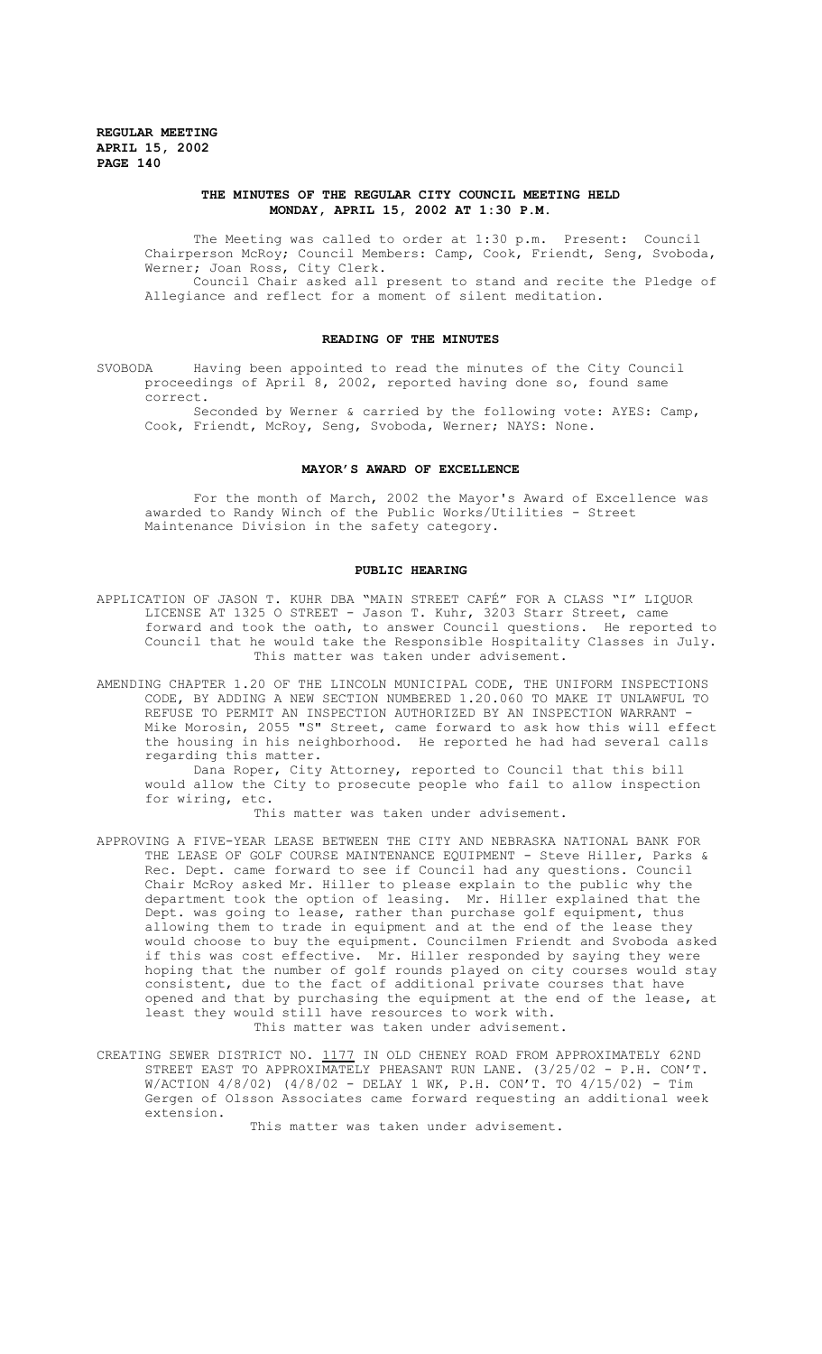**REGULAR MEETING**
**APRIL 15, 2002**
**PAGE 140**

## THE MINUTES OF THE REGULAR CITY COUNCIL MEETING HELD MONDAY, APRIL 15, 2002 AT 1:30 P.M.

The Meeting was called to order at 1:30 p.m. Present: Council Chairperson McRoy; Council Members: Camp, Cook, Friendt, Seng, Svoboda, Werner; Joan Ross, City Clerk.

Council Chair asked all present to stand and recite the Pledge of Allegiance and reflect for a moment of silent meditation.

### READING OF THE MINUTES

SVOBODA Having been appointed to read the minutes of the City Council proceedings of April 8, 2002, reported having done so, found same correct.

Seconded by Werner & carried by the following vote: AYES: Camp, Cook, Friendt, McRoy, Seng, Svoboda, Werner; NAYS: None.

### MAYOR'S AWARD OF EXCELLENCE

For the month of March, 2002 the Mayor's Award of Excellence was awarded to Randy Winch of the Public Works/Utilities - Street Maintenance Division in the safety category.

### PUBLIC HEARING

APPLICATION OF JASON T. KUHR DBA "MAIN STREET CAFÉ" FOR A CLASS "I" LIQUOR LICENSE AT 1325 O STREET - Jason T. Kuhr, 3203 Starr Street, came forward and took the oath, to answer Council questions. He reported to Council that he would take the Responsible Hospitality Classes in July.

This matter was taken under advisement.

AMENDING CHAPTER 1.20 OF THE LINCOLN MUNICIPAL CODE, THE UNIFORM INSPECTIONS CODE, BY ADDING A NEW SECTION NUMBERED 1.20.060 TO MAKE IT UNLAWFUL TO REFUSE TO PERMIT AN INSPECTION AUTHORIZED BY AN INSPECTION WARRANT - Mike Morosin, 2055 "S" Street, came forward to ask how this will effect the housing in his neighborhood. He reported he had had several calls regarding this matter.

Dana Roper, City Attorney, reported to Council that this bill would allow the City to prosecute people who fail to allow inspection for wiring, etc.

This matter was taken under advisement.

APPROVING A FIVE-YEAR LEASE BETWEEN THE CITY AND NEBRASKA NATIONAL BANK FOR THE LEASE OF GOLF COURSE MAINTENANCE EQUIPMENT - Steve Hiller, Parks & Rec. Dept. came forward to see if Council had any questions. Council Chair McRoy asked Mr. Hiller to please explain to the public why the department took the option of leasing. Mr. Hiller explained that the Dept. was going to lease, rather than purchase golf equipment, thus allowing them to trade in equipment and at the end of the lease they would choose to buy the equipment. Councilmen Friendt and Svoboda asked if this was cost effective. Mr. Hiller responded by saying they were hoping that the number of golf rounds played on city courses would stay consistent, due to the fact of additional private courses that have opened and that by purchasing the equipment at the end of the lease, at least they would still have resources to work with.

This matter was taken under advisement.

CREATING SEWER DISTRICT NO. 1177 IN OLD CHENEY ROAD FROM APPROXIMATELY 62ND STREET EAST TO APPROXIMATELY PHEASANT RUN LANE. (3/25/02 - P.H. CON'T. W/ACTION 4/8/02) (4/8/02 - DELAY 1 WK, P.H. CON'T. TO 4/15/02) - Tim Gergen of Olsson Associates came forward requesting an additional week extension.

This matter was taken under advisement.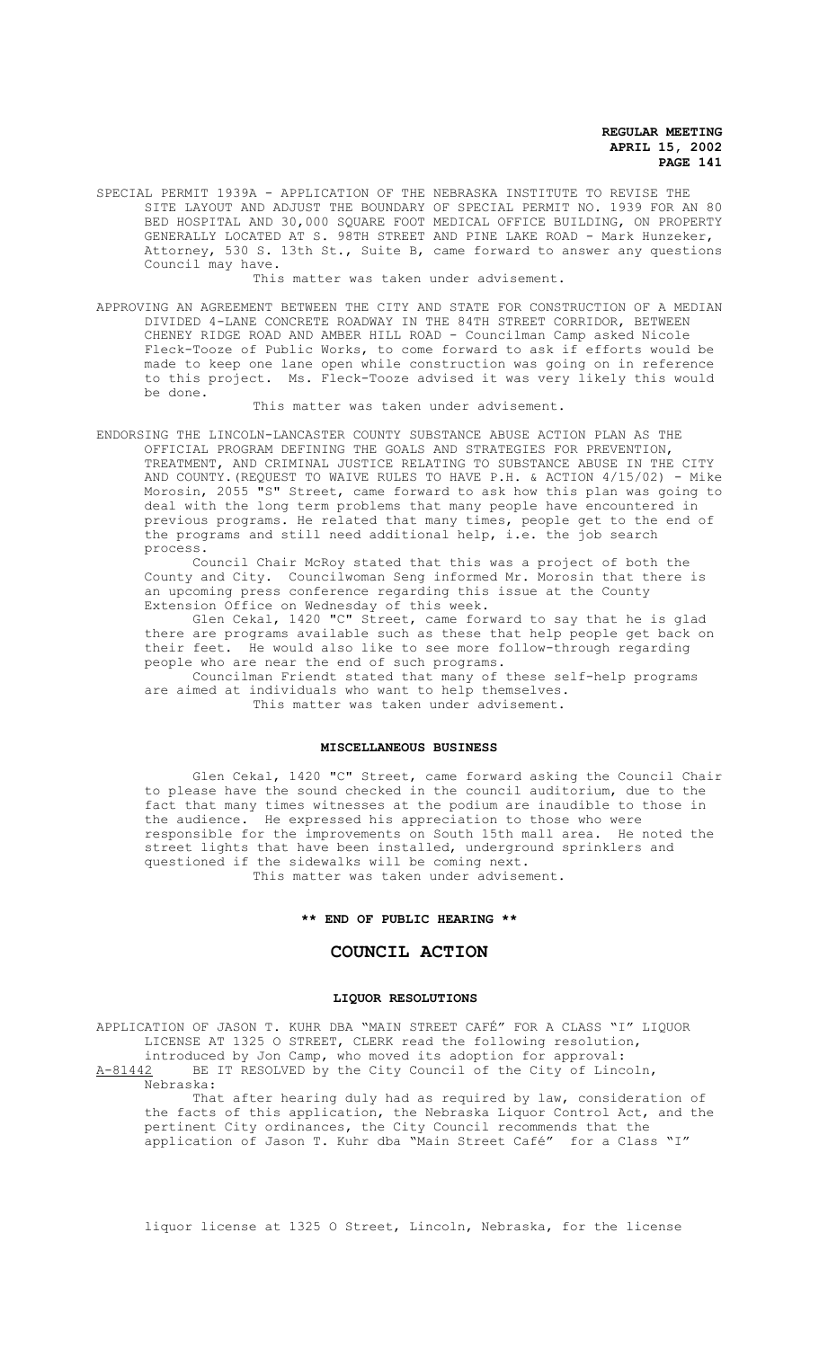SPECIAL PERMIT 1939A - APPLICATION OF THE NEBRASKA INSTITUTE TO REVISE THE SITE LAYOUT AND ADJUST THE BOUNDARY OF SPECIAL PERMIT NO. 1939 FOR AN 80 BED HOSPITAL AND 30,000 SQUARE FOOT MEDICAL OFFICE BUILDING, ON PROPERTY GENERALLY LOCATED AT S. 98TH STREET AND PINE LAKE ROAD - Mark Hunzeker, Attorney, 530 S. 13th St., Suite B, came forward to answer any questions Council may have.

This matter was taken under advisement.

APPROVING AN AGREEMENT BETWEEN THE CITY AND STATE FOR CONSTRUCTION OF A MEDIAN DIVIDED 4-LANE CONCRETE ROADWAY IN THE 84TH STREET CORRIDOR, BETWEEN CHENEY RIDGE ROAD AND AMBER HILL ROAD - Councilman Camp asked Nicole Fleck-Tooze of Public Works, to come forward to ask if efforts would be made to keep one lane open while construction was going on in reference to this project. Ms. Fleck-Tooze advised it was very likely this would be done.

This matter was taken under advisement.

ENDORSING THE LINCOLN-LANCASTER COUNTY SUBSTANCE ABUSE ACTION PLAN AS THE OFFICIAL PROGRAM DEFINING THE GOALS AND STRATEGIES FOR PREVENTION, TREATMENT, AND CRIMINAL JUSTICE RELATING TO SUBSTANCE ABUSE IN THE CITY AND COUNTY.(REQUEST TO WAIVE RULES TO HAVE P.H. & ACTION 4/15/02) - Mike Morosin, 2055 "S" Street, came forward to ask how this plan was going to deal with the long term problems that many people have encountered in previous programs. He related that many times, people get to the end of the programs and still need additional help, i.e. the job search process.

Council Chair McRoy stated that this was a project of both the County and City. Councilwoman Seng informed Mr. Morosin that there is an upcoming press conference regarding this issue at the County Extension Office on Wednesday of this week.

Glen Cekal, 1420 "C" Street, came forward to say that he is glad there are programs available such as these that help people get back on their feet. He would also like to see more follow-through regarding people who are near the end of such programs.

Councilman Friendt stated that many of these self-help programs are aimed at individuals who want to help themselves.

This matter was taken under advisement.

## MISCELLANEOUS BUSINESS

Glen Cekal, 1420 "C" Street, came forward asking the Council Chair to please have the sound checked in the council auditorium, due to the fact that many times witnesses at the podium are inaudible to those in the audience. He expressed his appreciation to those who were responsible for the improvements on South 15th mall area. He noted the street lights that have been installed, underground sprinklers and questioned if the sidewalks will be coming next.

This matter was taken under advisement.

**\*\* END OF PUBLIC HEARING \*\***

# COUNCIL ACTION

## LIQUOR RESOLUTIONS

APPLICATION OF JASON T. KUHR DBA "MAIN STREET CAFÉ" FOR A CLASS "I" LIQUOR LICENSE AT 1325 O STREET, CLERK read the following resolution, introduced by Jon Camp, who moved its adoption for approval:

A-81442 BE IT RESOLVED by the City Council of the City of Lincoln, Nebraska:

That after hearing duly had as required by law, consideration of the facts of this application, the Nebraska Liquor Control Act, and the pertinent City ordinances, the City Council recommends that the application of Jason T. Kuhr dba "Main Street Café" for a Class "I" liquor license at 1325 O Street, Lincoln, Nebraska, for the license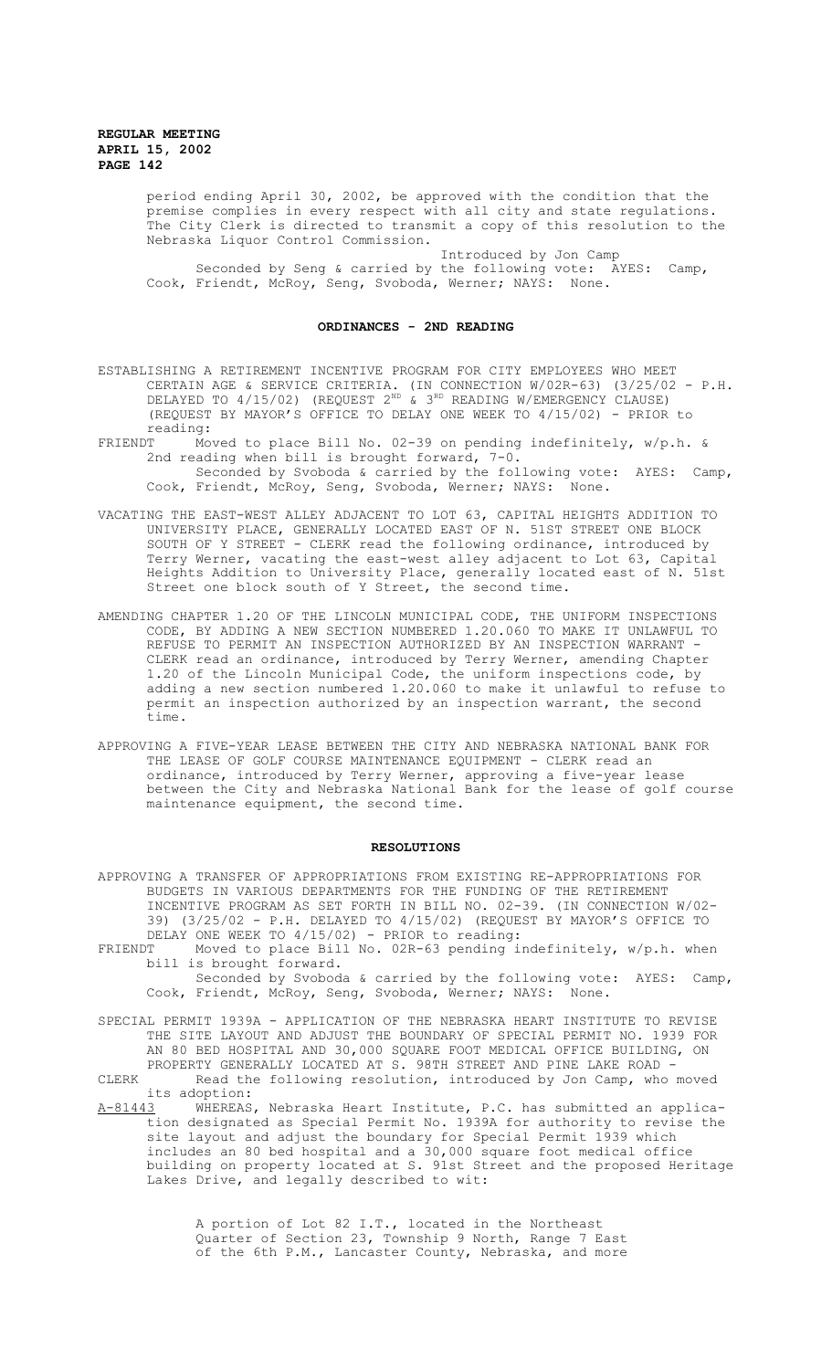period ending April 30, 2002, be approved with the condition that the premise complies in every respect with all city and state regulations. The City Clerk is directed to transmit a copy of this resolution to the Nebraska Liquor Control Commission.

Introduced by Jon Camp

Seconded by Seng & carried by the following vote: AYES: Camp, Cook, Friendt, McRoy, Seng, Svoboda, Werner; NAYS: None.

## ORDINANCES - 2ND READING

ESTABLISHING A RETIREMENT INCENTIVE PROGRAM FOR CITY EMPLOYEES WHO MEET CERTAIN AGE & SERVICE CRITERIA. (IN CONNECTION W/02R-63) (3/25/02 - P.H. DELAYED TO 4/15/02) (REQUEST 2ND & 3RD READING W/EMERGENCY CLAUSE) (REQUEST BY MAYOR'S OFFICE TO DELAY ONE WEEK TO 4/15/02) - PRIOR to reading:

FRIENDT Moved to place Bill No. 02-39 on pending indefinitely, w/p.h. & 2nd reading when bill is brought forward, 7-0.

Seconded by Svoboda & carried by the following vote: AYES: Camp, Cook, Friendt, McRoy, Seng, Svoboda, Werner; NAYS: None.

VACATING THE EAST-WEST ALLEY ADJACENT TO LOT 63, CAPITAL HEIGHTS ADDITION TO UNIVERSITY PLACE, GENERALLY LOCATED EAST OF N. 51ST STREET ONE BLOCK SOUTH OF Y STREET - CLERK read the following ordinance, introduced by Terry Werner, vacating the east-west alley adjacent to Lot 63, Capital Heights Addition to University Place, generally located east of N. 51st Street one block south of Y Street, the second time.

AMENDING CHAPTER 1.20 OF THE LINCOLN MUNICIPAL CODE, THE UNIFORM INSPECTIONS CODE, BY ADDING A NEW SECTION NUMBERED 1.20.060 TO MAKE IT UNLAWFUL TO REFUSE TO PERMIT AN INSPECTION AUTHORIZED BY AN INSPECTION WARRANT - CLERK read an ordinance, introduced by Terry Werner, amending Chapter 1.20 of the Lincoln Municipal Code, the uniform inspections code, by adding a new section numbered 1.20.060 to make it unlawful to refuse to permit an inspection authorized by an inspection warrant, the second time.

APPROVING A FIVE-YEAR LEASE BETWEEN THE CITY AND NEBRASKA NATIONAL BANK FOR THE LEASE OF GOLF COURSE MAINTENANCE EQUIPMENT - CLERK read an ordinance, introduced by Terry Werner, approving a five-year lease between the City and Nebraska National Bank for the lease of golf course maintenance equipment, the second time.

## RESOLUTIONS

APPROVING A TRANSFER OF APPROPRIATIONS FROM EXISTING RE-APPROPRIATIONS FOR BUDGETS IN VARIOUS DEPARTMENTS FOR THE FUNDING OF THE RETIREMENT INCENTIVE PROGRAM AS SET FORTH IN BILL NO. 02-39. (IN CONNECTION W/02-39) (3/25/02 - P.H. DELAYED TO 4/15/02) (REQUEST BY MAYOR'S OFFICE TO DELAY ONE WEEK TO 4/15/02) - PRIOR to reading:

FRIENDT Moved to place Bill No. 02R-63 pending indefinitely, w/p.h. when bill is brought forward.

Seconded by Svoboda & carried by the following vote: AYES: Camp, Cook, Friendt, McRoy, Seng, Svoboda, Werner; NAYS: None.

SPECIAL PERMIT 1939A - APPLICATION OF THE NEBRASKA HEART INSTITUTE TO REVISE THE SITE LAYOUT AND ADJUST THE BOUNDARY OF SPECIAL PERMIT NO. 1939 FOR AN 80 BED HOSPITAL AND 30,000 SQUARE FOOT MEDICAL OFFICE BUILDING, ON PROPERTY GENERALLY LOCATED AT S. 98TH STREET AND PINE LAKE ROAD -

CLERK Read the following resolution, introduced by Jon Camp, who moved its adoption:

A-81443 WHEREAS, Nebraska Heart Institute, P.C. has submitted an application designated as Special Permit No. 1939A for authority to revise the site layout and adjust the boundary for Special Permit 1939 which includes an 80 bed hospital and a 30,000 square foot medical office building on property located at S. 91st Street and the proposed Heritage Lakes Drive, and legally described to wit:

A portion of Lot 82 I.T., located in the Northeast Quarter of Section 23, Township 9 North, Range 7 East of the 6th P.M., Lancaster County, Nebraska, and more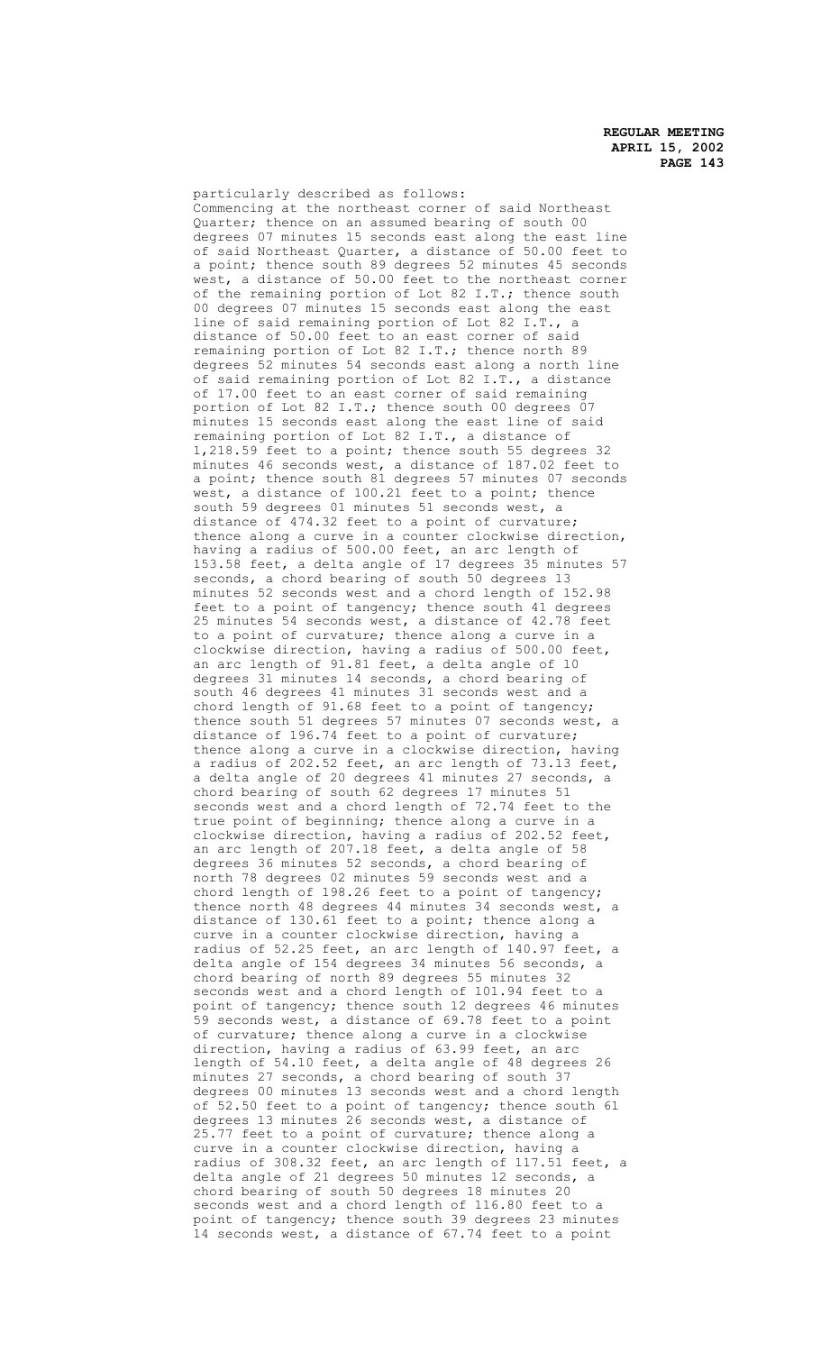particularly described as follows:
Commencing at the northeast corner of said Northeast Quarter; thence on an assumed bearing of south 00 degrees 07 minutes 15 seconds east along the east line of said Northeast Quarter, a distance of 50.00 feet to a point; thence south 89 degrees 52 minutes 45 seconds west, a distance of 50.00 feet to the northeast corner of the remaining portion of Lot 82 I.T.; thence south 00 degrees 07 minutes 15 seconds east along the east line of said remaining portion of Lot 82 I.T., a distance of 50.00 feet to an east corner of said remaining portion of Lot 82 I.T.; thence north 89 degrees 52 minutes 54 seconds east along a north line of said remaining portion of Lot 82 I.T., a distance of 17.00 feet to an east corner of said remaining portion of Lot 82 I.T.; thence south 00 degrees 07 minutes 15 seconds east along the east line of said remaining portion of Lot 82 I.T., a distance of 1,218.59 feet to a point; thence south 55 degrees 32 minutes 46 seconds west, a distance of 187.02 feet to a point; thence south 81 degrees 57 minutes 07 seconds west, a distance of 100.21 feet to a point; thence south 59 degrees 01 minutes 51 seconds west, a distance of 474.32 feet to a point of curvature; thence along a curve in a counter clockwise direction, having a radius of 500.00 feet, an arc length of 153.58 feet, a delta angle of 17 degrees 35 minutes 57 seconds, a chord bearing of south 50 degrees 13 minutes 52 seconds west and a chord length of 152.98 feet to a point of tangency; thence south 41 degrees 25 minutes 54 seconds west, a distance of 42.78 feet to a point of curvature; thence along a curve in a clockwise direction, having a radius of 500.00 feet, an arc length of 91.81 feet, a delta angle of 10 degrees 31 minutes 14 seconds, a chord bearing of south 46 degrees 41 minutes 31 seconds west and a chord length of 91.68 feet to a point of tangency; thence south 51 degrees 57 minutes 07 seconds west, a distance of 196.74 feet to a point of curvature; thence along a curve in a clockwise direction, having a radius of 202.52 feet, an arc length of 73.13 feet, a delta angle of 20 degrees 41 minutes 27 seconds, a chord bearing of south 62 degrees 17 minutes 51 seconds west and a chord length of 72.74 feet to the true point of beginning; thence along a curve in a clockwise direction, having a radius of 202.52 feet, an arc length of 207.18 feet, a delta angle of 58 degrees 36 minutes 52 seconds, a chord bearing of north 78 degrees 02 minutes 59 seconds west and a chord length of 198.26 feet to a point of tangency; thence north 48 degrees 44 minutes 34 seconds west, a distance of 130.61 feet to a point; thence along a curve in a counter clockwise direction, having a radius of 52.25 feet, an arc length of 140.97 feet, a delta angle of 154 degrees 34 minutes 56 seconds, a chord bearing of north 89 degrees 55 minutes 32 seconds west and a chord length of 101.94 feet to a point of tangency; thence south 12 degrees 46 minutes 59 seconds west, a distance of 69.78 feet to a point of curvature; thence along a curve in a clockwise direction, having a radius of 63.99 feet, an arc length of 54.10 feet, a delta angle of 48 degrees 26 minutes 27 seconds, a chord bearing of south 37 degrees 00 minutes 13 seconds west and a chord length of 52.50 feet to a point of tangency; thence south 61 degrees 13 minutes 26 seconds west, a distance of 25.77 feet to a point of curvature; thence along a curve in a counter clockwise direction, having a radius of 308.32 feet, an arc length of 117.51 feet, a delta angle of 21 degrees 50 minutes 12 seconds, a chord bearing of south 50 degrees 18 minutes 20 seconds west and a chord length of 116.80 feet to a point of tangency; thence south 39 degrees 23 minutes 14 seconds west, a distance of 67.74 feet to a point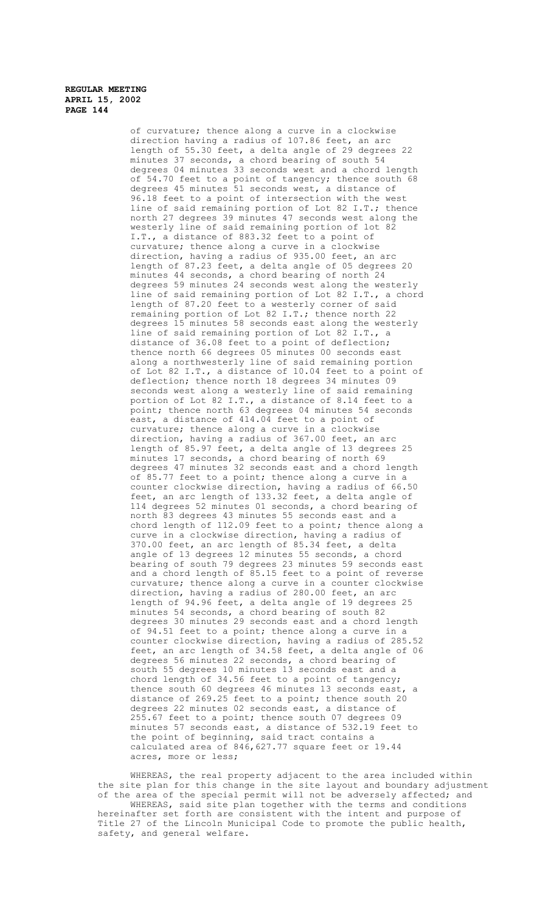of curvature; thence along a curve in a clockwise direction having a radius of 107.86 feet, an arc length of 55.30 feet, a delta angle of 29 degrees 22 minutes 37 seconds, a chord bearing of south 54 degrees 04 minutes 33 seconds west and a chord length of 54.70 feet to a point of tangency; thence south 68 degrees 45 minutes 51 seconds west, a distance of 96.18 feet to a point of intersection with the west line of said remaining portion of Lot 82 I.T.; thence north 27 degrees 39 minutes 47 seconds west along the westerly line of said remaining portion of lot 82 I.T., a distance of 883.32 feet to a point of curvature; thence along a curve in a clockwise direction, having a radius of 935.00 feet, an arc length of 87.23 feet, a delta angle of 05 degrees 20 minutes 44 seconds, a chord bearing of north 24 degrees 59 minutes 24 seconds west along the westerly line of said remaining portion of Lot 82 I.T., a chord length of 87.20 feet to a westerly corner of said remaining portion of Lot 82 I.T.; thence north 22 degrees 15 minutes 58 seconds east along the westerly line of said remaining portion of Lot 82 I.T., a distance of 36.08 feet to a point of deflection; thence north 66 degrees 05 minutes 00 seconds east along a northwesterly line of said remaining portion of Lot 82 I.T., a distance of 10.04 feet to a point of deflection; thence north 18 degrees 34 minutes 09 seconds west along a westerly line of said remaining portion of Lot 82 I.T., a distance of 8.14 feet to a point; thence north 63 degrees 04 minutes 54 seconds east, a distance of 414.04 feet to a point of curvature; thence along a curve in a clockwise direction, having a radius of 367.00 feet, an arc length of 85.97 feet, a delta angle of 13 degrees 25 minutes 17 seconds, a chord bearing of north 69 degrees 47 minutes 32 seconds east and a chord length of 85.77 feet to a point; thence along a curve in a counter clockwise direction, having a radius of 66.50 feet, an arc length of 133.32 feet, a delta angle of 114 degrees 52 minutes 01 seconds, a chord bearing of north 83 degrees 43 minutes 55 seconds east and a chord length of 112.09 feet to a point; thence along a curve in a clockwise direction, having a radius of 370.00 feet, an arc length of 85.34 feet, a delta angle of 13 degrees 12 minutes 55 seconds, a chord bearing of south 79 degrees 23 minutes 59 seconds east and a chord length of 85.15 feet to a point of reverse curvature; thence along a curve in a counter clockwise direction, having a radius of 280.00 feet, an arc length of 94.96 feet, a delta angle of 19 degrees 25 minutes 54 seconds, a chord bearing of south 82 degrees 30 minutes 29 seconds east and a chord length of 94.51 feet to a point; thence along a curve in a counter clockwise direction, having a radius of 285.52 feet, an arc length of 34.58 feet, a delta angle of 06 degrees 56 minutes 22 seconds, a chord bearing of south 55 degrees 10 minutes 13 seconds east and a chord length of 34.56 feet to a point of tangency; thence south 60 degrees 46 minutes 13 seconds east, a distance of 269.25 feet to a point; thence south 20 degrees 22 minutes 02 seconds east, a distance of 255.67 feet to a point; thence south 07 degrees 09 minutes 57 seconds east, a distance of 532.19 feet to the point of beginning, said tract contains a calculated area of 846,627.77 square feet or 19.44 acres, more or less;

WHEREAS, the real property adjacent to the area included within the site plan for this change in the site layout and boundary adjustment of the area of the special permit will not be adversely affected; and

WHEREAS, said site plan together with the terms and conditions hereinafter set forth are consistent with the intent and purpose of Title 27 of the Lincoln Municipal Code to promote the public health, safety, and general welfare.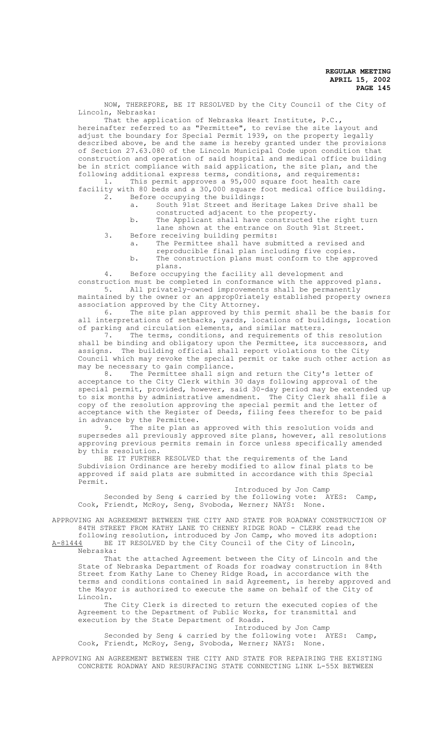NOW, THEREFORE, BE IT RESOLVED by the City Council of the City of Lincoln, Nebraska:

That the application of Nebraska Heart Institute, P.C., hereinafter referred to as "Permittee", to revise the site layout and adjust the boundary for Special Permit 1939, on the property legally described above, be and the same is hereby granted under the provisions of Section 27.63.080 of the Lincoln Municipal Code upon condition that construction and operation of said hospital and medical office building be in strict compliance with said application, the site plan, and the following additional express terms, conditions, and requirements:

1. This permit approves a 95,000 square foot health care facility with 80 beds and a 30,000 square foot medical office building.
2. Before occupying the buildings:
   a. South 91st Street and Heritage Lakes Drive shall be constructed adjacent to the property.
   b. The Applicant shall have constructed the right turn lane shown at the entrance on South 91st Street.
3. Before receiving building permits:
   a. The Permittee shall have submitted a revised and reproducible final plan including five copies.
   b. The construction plans must conform to the approved plans.
4. Before occupying the facility all development and construction must be completed in conformance with the approved plans.
5. All privately-owned improvements shall be permanently maintained by the owner or an approp0riately established property owners association approved by the City Attorney.
6. The site plan approved by this permit shall be the basis for all interpretations of setbacks, yards, locations of buildings, location of parking and circulation elements, and similar matters.
7. The terms, conditions, and requirements of this resolution shall be binding and obligatory upon the Permittee, its successors, and assigns. The building official shall report violations to the City Council which may revoke the special permit or take such other action as may be necessary to gain compliance.
8. The Permittee shall sign and return the City's letter of acceptance to the City Clerk within 30 days following approval of the special permit, provided, however, said 30-day period may be extended up to six months by administrative amendment. The City Clerk shall file a copy of the resolution approving the special permit and the letter of acceptance with the Register of Deeds, filing fees therefor to be paid in advance by the Permittee.
9. The site plan as approved with this resolution voids and supersedes all previously approved site plans, however, all resolutions approving previous permits remain in force unless specifically amended by this resolution.

BE IT FURTHER RESOLVED that the requirements of the Land Subdivision Ordinance are hereby modified to allow final plats to be approved if said plats are submitted in accordance with this Special Permit.

Introduced by Jon Camp

Seconded by Seng & carried by the following vote: AYES: Camp, Cook, Friendt, McRoy, Seng, Svoboda, Werner; NAYS: None.

APPROVING AN AGREEMENT BETWEEN THE CITY AND STATE FOR ROADWAY CONSTRUCTION OF 84TH STREET FROM KATHY LANE TO CHENEY RIDGE ROAD - CLERK read the following resolution, introduced by Jon Camp, who moved its adoption:

A-81444 BE IT RESOLVED by the City Council of the City of Lincoln, Nebraska:

That the attached Agreement between the City of Lincoln and the State of Nebraska Department of Roads for roadway construction in 84th Street from Kathy Lane to Cheney Ridge Road, in accordance with the terms and conditions contained in said Agreement, is hereby approved and the Mayor is authorized to execute the same on behalf of the City of Lincoln.

The City Clerk is directed to return the executed copies of the Agreement to the Department of Public Works, for transmittal and execution by the State Department of Roads.

Introduced by Jon Camp

Seconded by Seng & carried by the following vote: AYES: Camp, Cook, Friendt, McRoy, Seng, Svoboda, Werner; NAYS: None.

APPROVING AN AGREEMENT BETWEEN THE CITY AND STATE FOR REPAIRING THE EXISTING CONCRETE ROADWAY AND RESURFACING STATE CONNECTING LINK L-55X BETWEEN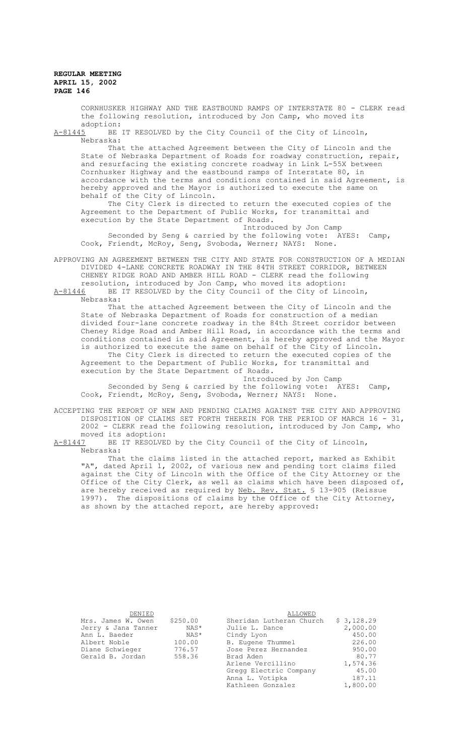CORNHUSKER HIGHWAY AND THE EASTBOUND RAMPS OF INTERSTATE 80 - CLERK read the following resolution, introduced by Jon Camp, who moved its adoption:

A-81445 BE IT RESOLVED by the City Council of the City of Lincoln, Nebraska:

That the attached Agreement between the City of Lincoln and the State of Nebraska Department of Roads for roadway construction, repair, and resurfacing the existing concrete roadway in Link L-55X between Cornhusker Highway and the eastbound ramps of Interstate 80, in accordance with the terms and conditions contained in said Agreement, is hereby approved and the Mayor is authorized to execute the same on behalf of the City of Lincoln.

The City Clerk is directed to return the executed copies of the Agreement to the Department of Public Works, for transmittal and execution by the State Department of Roads.

Introduced by Jon Camp

Seconded by Seng & carried by the following vote: AYES: Camp, Cook, Friendt, McRoy, Seng, Svoboda, Werner; NAYS: None.

APPROVING AN AGREEMENT BETWEEN THE CITY AND STATE FOR CONSTRUCTION OF A MEDIAN DIVIDED 4-LANE CONCRETE ROADWAY IN THE 84TH STREET CORRIDOR, BETWEEN CHENEY RIDGE ROAD AND AMBER HILL ROAD - CLERK read the following resolution, introduced by Jon Camp, who moved its adoption:

A-81446 BE IT RESOLVED by the City Council of the City of Lincoln, Nebraska:

That the attached Agreement between the City of Lincoln and the State of Nebraska Department of Roads for construction of a median divided four-lane concrete roadway in the 84th Street corridor between Cheney Ridge Road and Amber Hill Road, in accordance with the terms and conditions contained in said Agreement, is hereby approved and the Mayor is authorized to execute the same on behalf of the City of Lincoln.

The City Clerk is directed to return the executed copies of the Agreement to the Department of Public Works, for transmittal and execution by the State Department of Roads.

Introduced by Jon Camp

Seconded by Seng & carried by the following vote: AYES: Camp, Cook, Friendt, McRoy, Seng, Svoboda, Werner; NAYS: None.

ACCEPTING THE REPORT OF NEW AND PENDING CLAIMS AGAINST THE CITY AND APPROVING DISPOSITION OF CLAIMS SET FORTH THEREIN FOR THE PERIOD OF MARCH 16 - 31, 2002 - CLERK read the following resolution, introduced by Jon Camp, who moved its adoption:

A-81447 BE IT RESOLVED by the City Council of the City of Lincoln, Nebraska:

That the claims listed in the attached report, marked as Exhibit "A", dated April 1, 2002, of various new and pending tort claims filed against the City of Lincoln with the Office of the City Attorney or the Office of the City Clerk, as well as claims which have been disposed of, are hereby received as required by Neb. Rev. Stat. § 13-905 (Reissue 1997). The dispositions of claims by the Office of the City Attorney, as shown by the attached report, are hereby approved:

| DENIED | | ALLOWED | |
|---|---|---|---|
| Mrs. James W. Owen | $250.00 | Sheridan Lutheran Church | $ 3,128.29 |
| Jerry & Jana Tanner | NAS* | Julie L. Dance | 2,000.00 |
| Ann L. Baeder | NAS* | Cindy Lyon | 450.00 |
| Albert Noble | 100.00 | B. Eugene Thummel | 226.00 |
| Diane Schwieger | 776.57 | Jose Perez Hernandez | 950.00 |
| Gerald B. Jordan | 558.36 | Brad Aden | 80.77 |
| | | Arlene Vercillino | 1,574.36 |
| | | Gregg Electric Company | 45.00 |
| | | Anna L. Votipka | 187.11 |
| | | Kathleen Gonzalez | 1,800.00 |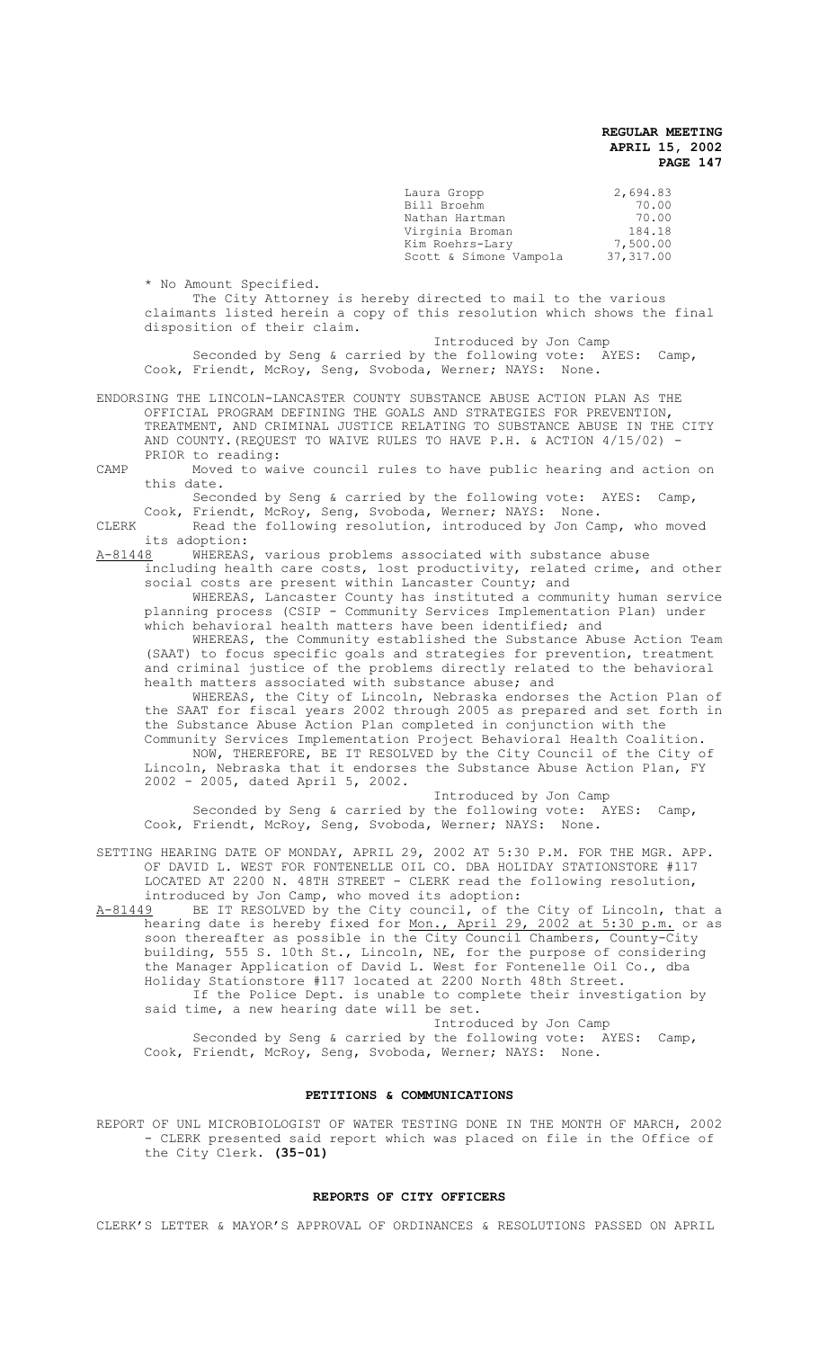| | |
|---|---|
| Laura Gropp | 2,694.83 |
| Bill Broehm | 70.00 |
| Nathan Hartman | 70.00 |
| Virginia Broman | 184.18 |
| Kim Roehrs-Lary | 7,500.00 |
| Scott & Simone Vampola | 37,317.00 |

\* No Amount Specified.

The City Attorney is hereby directed to mail to the various claimants listed herein a copy of this resolution which shows the final disposition of their claim.

Introduced by Jon Camp

Seconded by Seng & carried by the following vote: AYES: Camp, Cook, Friendt, McRoy, Seng, Svoboda, Werner; NAYS: None.

ENDORSING THE LINCOLN-LANCASTER COUNTY SUBSTANCE ABUSE ACTION PLAN AS THE OFFICIAL PROGRAM DEFINING THE GOALS AND STRATEGIES FOR PREVENTION, TREATMENT, AND CRIMINAL JUSTICE RELATING TO SUBSTANCE ABUSE IN THE CITY AND COUNTY.(REQUEST TO WAIVE RULES TO HAVE P.H. & ACTION 4/15/02) - PRIOR to reading:

CAMP Moved to waive council rules to have public hearing and action on this date.

Seconded by Seng & carried by the following vote: AYES: Camp, Cook, Friendt, McRoy, Seng, Svoboda, Werner; NAYS: None.

CLERK Read the following resolution, introduced by Jon Camp, who moved its adoption:

A-81448 WHEREAS, various problems associated with substance abuse including health care costs, lost productivity, related crime, and other social costs are present within Lancaster County; and

WHEREAS, Lancaster County has instituted a community human service planning process (CSIP - Community Services Implementation Plan) under which behavioral health matters have been identified; and

WHEREAS, the Community established the Substance Abuse Action Team (SAAT) to focus specific goals and strategies for prevention, treatment and criminal justice of the problems directly related to the behavioral health matters associated with substance abuse; and

WHEREAS, the City of Lincoln, Nebraska endorses the Action Plan of the SAAT for fiscal years 2002 through 2005 as prepared and set forth in the Substance Abuse Action Plan completed in conjunction with the Community Services Implementation Project Behavioral Health Coalition.

NOW, THEREFORE, BE IT RESOLVED by the City Council of the City of Lincoln, Nebraska that it endorses the Substance Abuse Action Plan, FY 2002 - 2005, dated April 5, 2002.

Introduced by Jon Camp

Seconded by Seng & carried by the following vote: AYES: Camp, Cook, Friendt, McRoy, Seng, Svoboda, Werner; NAYS: None.

SETTING HEARING DATE OF MONDAY, APRIL 29, 2002 AT 5:30 P.M. FOR THE MGR. APP. OF DAVID L. WEST FOR FONTENELLE OIL CO. DBA HOLIDAY STATIONSTORE #117 LOCATED AT 2200 N. 48TH STREET - CLERK read the following resolution, introduced by Jon Camp, who moved its adoption:

A-81449 BE IT RESOLVED by the City council, of the City of Lincoln, that a hearing date is hereby fixed for Mon., April 29, 2002 at 5:30 p.m. or as soon thereafter as possible in the City Council Chambers, County-City building, 555 S. 10th St., Lincoln, NE, for the purpose of considering the Manager Application of David L. West for Fontenelle Oil Co., dba Holiday Stationstore #117 located at 2200 North 48th Street.

If the Police Dept. is unable to complete their investigation by said time, a new hearing date will be set.

Introduced by Jon Camp

Seconded by Seng & carried by the following vote: AYES: Camp, Cook, Friendt, McRoy, Seng, Svoboda, Werner; NAYS: None.

## PETITIONS & COMMUNICATIONS

REPORT OF UNL MICROBIOLOGIST OF WATER TESTING DONE IN THE MONTH OF MARCH, 2002 - CLERK presented said report which was placed on file in the Office of the City Clerk. **(35-01)**

## REPORTS OF CITY OFFICERS

CLERK'S LETTER & MAYOR'S APPROVAL OF ORDINANCES & RESOLUTIONS PASSED ON APRIL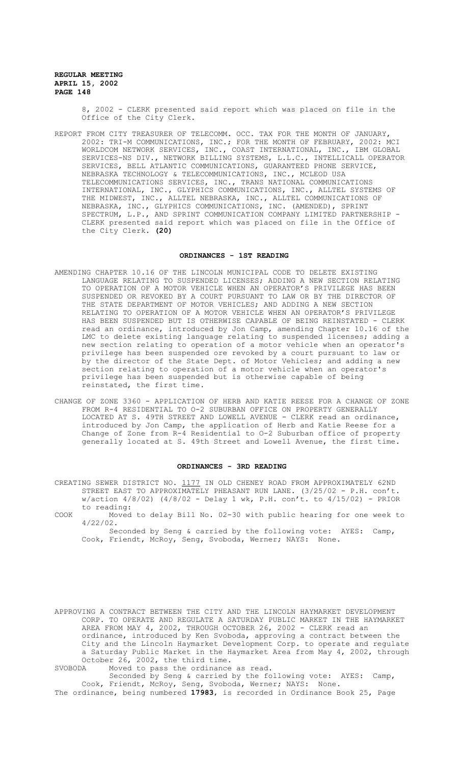8, 2002 - CLERK presented said report which was placed on file in the Office of the City Clerk.

REPORT FROM CITY TREASURER OF TELECOMM. OCC. TAX FOR THE MONTH OF JANUARY, 2002: TRI-M COMMUNICATIONS, INC.; FOR THE MONTH OF FEBRUARY, 2002: MCI WORLDCOM NETWORK SERVICES, INC., COAST INTERNATIONAL, INC., IBM GLOBAL SERVICES-NS DIV., NETWORK BILLING SYSTEMS, L.L.C., INTELLICALL OPERATOR SERVICES, BELL ATLANTIC COMMUNICATIONS, GUARANTEED PHONE SERVICE, NEBRASKA TECHNOLOGY & TELECOMMUNICATIONS, INC., MCLEOD USA TELECOMMUNICATIONS SERVICES, INC., TRANS NATIONAL COMMUNICATIONS INTERNATIONAL, INC., GLYPHICS COMMUNICATIONS, INC., ALLTEL SYSTEMS OF THE MIDWEST, INC., ALLTEL NEBRASKA, INC., ALLTEL COMMUNICATIONS OF NEBRASKA, INC., GLYPHICS COMMUNICATIONS, INC. (AMENDED), SPRINT SPECTRUM, L.P., AND SPRINT COMMUNICATION COMPANY LIMITED PARTNERSHIP - CLERK presented said report which was placed on file in the Office of the City Clerk. **(20)**

## ORDINANCES - 1ST READING

AMENDING CHAPTER 10.16 OF THE LINCOLN MUNICIPAL CODE TO DELETE EXISTING LANGUAGE RELATING TO SUSPENDED LICENSES; ADDING A NEW SECTION RELATING TO OPERATION OF A MOTOR VEHICLE WHEN AN OPERATOR'S PRIVILEGE HAS BEEN SUSPENDED OR REVOKED BY A COURT PURSUANT TO LAW OR BY THE DIRECTOR OF THE STATE DEPARTMENT OF MOTOR VEHICLES; AND ADDING A NEW SECTION RELATING TO OPERATION OF A MOTOR VEHICLE WHEN AN OPERATOR'S PRIVILEGE HAS BEEN SUSPENDED BUT IS OTHERWISE CAPABLE OF BEING REINSTATED - CLERK read an ordinance, introduced by Jon Camp, amending Chapter 10.16 of the LMC to delete existing language relating to suspended licenses; adding a new section relating to operation of a motor vehicle when an operator's privilege has been suspended ore revoked by a court pursuant to law or by the director of the State Dept. of Motor Vehicles; and adding a new section relating to operation of a motor vehicle when an operator's privilege has been suspended but is otherwise capable of being reinstated, the first time.

CHANGE OF ZONE 3360 - APPLICATION OF HERB AND KATIE REESE FOR A CHANGE OF ZONE FROM R-4 RESIDENTIAL TO O-2 SUBURBAN OFFICE ON PROPERTY GENERALLY LOCATED AT S. 49TH STREET AND LOWELL AVENUE - CLERK read an ordinance, introduced by Jon Camp, the application of Herb and Katie Reese for a Change of Zone from R-4 Residential to O-2 Suburban office of property generally located at S. 49th Street and Lowell Avenue, the first time.

## ORDINANCES - 3RD READING

CREATING SEWER DISTRICT NO. 1177 IN OLD CHENEY ROAD FROM APPROXIMATELY 62ND STREET EAST TO APPROXIMATELY PHEASANT RUN LANE. (3/25/02 - P.H. con't. w/action 4/8/02) (4/8/02 - Delay 1 wk, P.H. con't. to 4/15/02) - PRIOR to reading:

COOK Moved to delay Bill No. 02-30 with public hearing for one week to 4/22/02.

Seconded by Seng & carried by the following vote: AYES: Camp, Cook, Friendt, McRoy, Seng, Svoboda, Werner; NAYS: None.

APPROVING A CONTRACT BETWEEN THE CITY AND THE LINCOLN HAYMARKET DEVELOPMENT CORP. TO OPERATE AND REGULATE A SATURDAY PUBLIC MARKET IN THE HAYMARKET AREA FROM MAY 4, 2002, THROUGH OCTOBER 26, 2002 - CLERK read an ordinance, introduced by Ken Svoboda, approving a contract between the City and the Lincoln Haymarket Development Corp. to operate and regulate a Saturday Public Market in the Haymarket Area from May 4, 2002, through October 26, 2002, the third time.

SVOBODA Moved to pass the ordinance as read.

Seconded by Seng & carried by the following vote: AYES: Camp, Cook, Friendt, McRoy, Seng, Svoboda, Werner; NAYS: None.

The ordinance, being numbered **17983**, is recorded in Ordinance Book 25, Page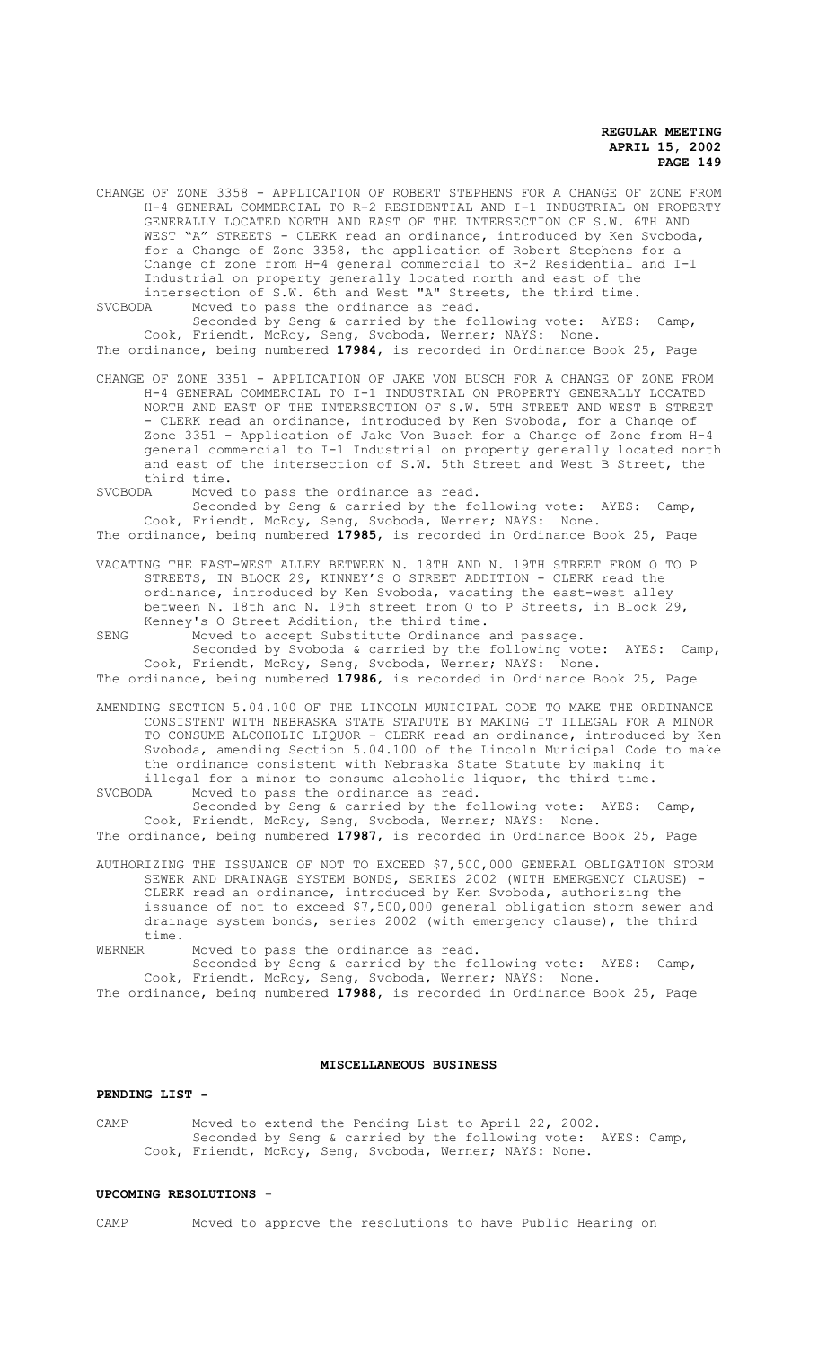CHANGE OF ZONE 3358 - APPLICATION OF ROBERT STEPHENS FOR A CHANGE OF ZONE FROM H-4 GENERAL COMMERCIAL TO R-2 RESIDENTIAL AND I-1 INDUSTRIAL ON PROPERTY GENERALLY LOCATED NORTH AND EAST OF THE INTERSECTION OF S.W. 6TH AND WEST "A" STREETS - CLERK read an ordinance, introduced by Ken Svoboda, for a Change of Zone 3358, the application of Robert Stephens for a Change of zone from H-4 general commercial to R-2 Residential and I-1 Industrial on property generally located north and east of the intersection of S.W. 6th and West "A" Streets, the third time.

SVOBODA Moved to pass the ordinance as read.
Seconded by Seng & carried by the following vote: AYES: Camp, Cook, Friendt, McRoy, Seng, Svoboda, Werner; NAYS: None.

The ordinance, being numbered **17984**, is recorded in Ordinance Book 25, Page

CHANGE OF ZONE 3351 - APPLICATION OF JAKE VON BUSCH FOR A CHANGE OF ZONE FROM H-4 GENERAL COMMERCIAL TO I-1 INDUSTRIAL ON PROPERTY GENERALLY LOCATED NORTH AND EAST OF THE INTERSECTION OF S.W. 5TH STREET AND WEST B STREET - CLERK read an ordinance, introduced by Ken Svoboda, for a Change of Zone 3351 - Application of Jake Von Busch for a Change of Zone from H-4 general commercial to I-1 Industrial on property generally located north and east of the intersection of S.W. 5th Street and West B Street, the third time.

SVOBODA Moved to pass the ordinance as read.
Seconded by Seng & carried by the following vote: AYES: Camp, Cook, Friendt, McRoy, Seng, Svoboda, Werner; NAYS: None.

The ordinance, being numbered **17985**, is recorded in Ordinance Book 25, Page

VACATING THE EAST-WEST ALLEY BETWEEN N. 18TH AND N. 19TH STREET FROM O TO P STREETS, IN BLOCK 29, KINNEY'S O STREET ADDITION - CLERK read the ordinance, introduced by Ken Svoboda, vacating the east-west alley between N. 18th and N. 19th street from O to P Streets, in Block 29, Kenney's O Street Addition, the third time.

SENG Moved to accept Substitute Ordinance and passage.
Seconded by Svoboda & carried by the following vote: AYES: Camp, Cook, Friendt, McRoy, Seng, Svoboda, Werner; NAYS: None.

The ordinance, being numbered **17986**, is recorded in Ordinance Book 25, Page

AMENDING SECTION 5.04.100 OF THE LINCOLN MUNICIPAL CODE TO MAKE THE ORDINANCE CONSISTENT WITH NEBRASKA STATE STATUTE BY MAKING IT ILLEGAL FOR A MINOR TO CONSUME ALCOHOLIC LIQUOR - CLERK read an ordinance, introduced by Ken Svoboda, amending Section 5.04.100 of the Lincoln Municipal Code to make the ordinance consistent with Nebraska State Statute by making it illegal for a minor to consume alcoholic liquor, the third time.

SVOBODA Moved to pass the ordinance as read.
Seconded by Seng & carried by the following vote: AYES: Camp, Cook, Friendt, McRoy, Seng, Svoboda, Werner; NAYS: None.

The ordinance, being numbered **17987**, is recorded in Ordinance Book 25, Page

AUTHORIZING THE ISSUANCE OF NOT TO EXCEED $7,500,000 GENERAL OBLIGATION STORM SEWER AND DRAINAGE SYSTEM BONDS, SERIES 2002 (WITH EMERGENCY CLAUSE) - CLERK read an ordinance, introduced by Ken Svoboda, authorizing the issuance of not to exceed $7,500,000 general obligation storm sewer and drainage system bonds, series 2002 (with emergency clause), the third time.

WERNER Moved to pass the ordinance as read.
Seconded by Seng & carried by the following vote: AYES: Camp, Cook, Friendt, McRoy, Seng, Svoboda, Werner; NAYS: None.

The ordinance, being numbered **17988**, is recorded in Ordinance Book 25, Page

## MISCELLANEOUS BUSINESS

**PENDING LIST -**

CAMP Moved to extend the Pending List to April 22, 2002.
Seconded by Seng & carried by the following vote: AYES: Camp, Cook, Friendt, McRoy, Seng, Svoboda, Werner; NAYS: None.

**UPCOMING RESOLUTIONS -**

CAMP Moved to approve the resolutions to have Public Hearing on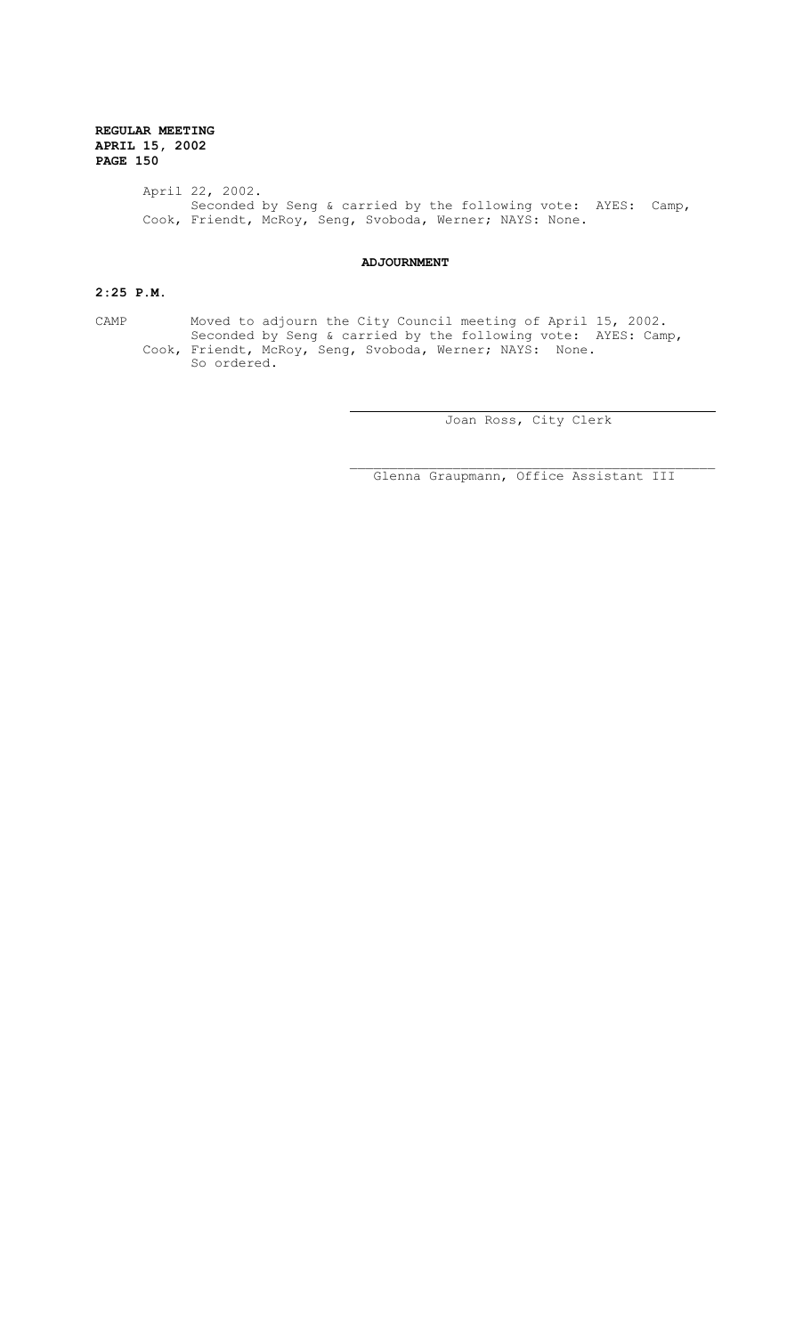April 22, 2002.
Seconded by Seng & carried by the following vote: AYES: Camp, Cook, Friendt, McRoy, Seng, Svoboda, Werner; NAYS: None.

**ADJOURNMENT**

**2:25 P.M.**

CAMP Moved to adjourn the City Council meeting of April 15, 2002.
Seconded by Seng & carried by the following vote: AYES: Camp, Cook, Friendt, McRoy, Seng, Svoboda, Werner; NAYS: None.
So ordered.

Joan Ross, City Clerk

Glenna Graupmann, Office Assistant III